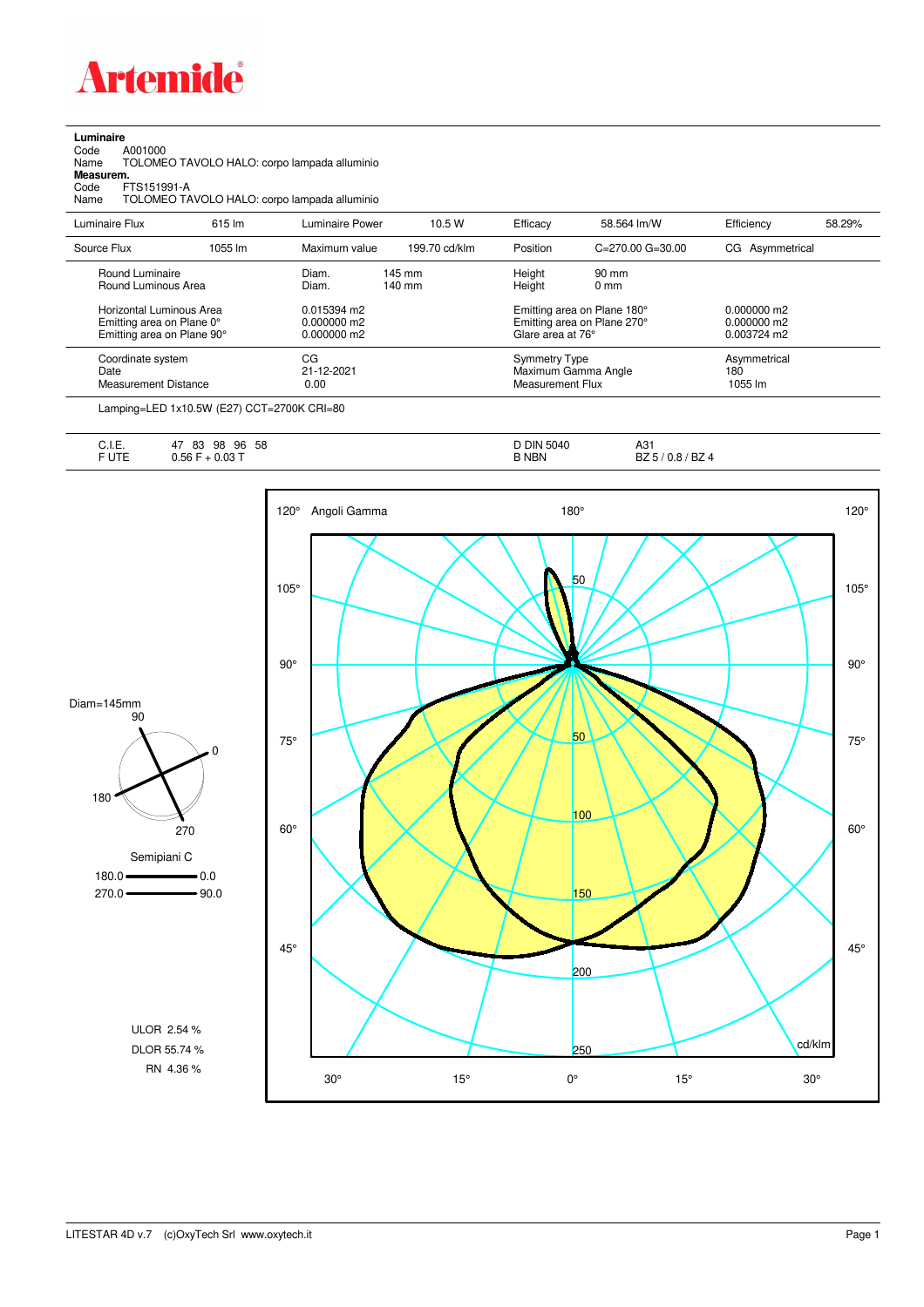# Artemide

**Luminaire**

Code A001000

Name TOLOMEO TAVOLO HALO: corpo lampada alluminio

**Measurem.**

Code FTS151991-A

Name TOLOMEO TAVOLO HALO: corpo lampada alluminio

| Luminaire Flux | 615 lm | Luminaire Power | 10.5 W | Efficacy | 58.564 lm/W | Efficiency | 58.29% |
|---|---|---|---|---|---|---|---|
| Source Flux | 1055 lm | Maximum value | 199.70 cd/klm | Position | C=270.00 G=30.00 | CG | Asymmetrical |

| | | | | |
|---|---|---|---|---|
| Round Luminaire | Diam. 145 mm | Height 90 mm | |
| Round Luminous Area | Diam. 140 mm | Height 0 mm | |
| Horizontal Luminous Area | 0.015394 m2 | Emitting area on Plane 180° | 0.000000 m2 |
| Emitting area on Plane 0° | 0.000000 m2 | Emitting area on Plane 270° | 0.000000 m2 |
| Emitting area on Plane 90° | 0.000000 m2 | Glare area at 76° | 0.003724 m2 |

| | | | |
|---|---|---|---|
| Coordinate system | CG | Symmetry Type | Asymmetrical |
| Date | 21-12-2021 | Maximum Gamma Angle | 180 |
| Measurement Distance | 0.00 | Measurement Flux | 1055 lm |

Lamping=LED 1x10.5W (E27) CCT=2700K CRI=80

| | | | |
|---|---|---|---|
| C.I.E. | 47 83 98 96 58 | D DIN 5040 | A31 |
| F UTE | 0.56 F + 0.03 T | B NBN | BZ 5 / 0.8 / BZ 4 |

Diam=145mm

Semipiani C

180.0 — 0.0

270.0 — 90.0

ULOR 2.54 %

DLOR 55.74 %

RN 4.36 %

LITESTAR 4D v.7 (c)OxyTech Srl www.oxytech.it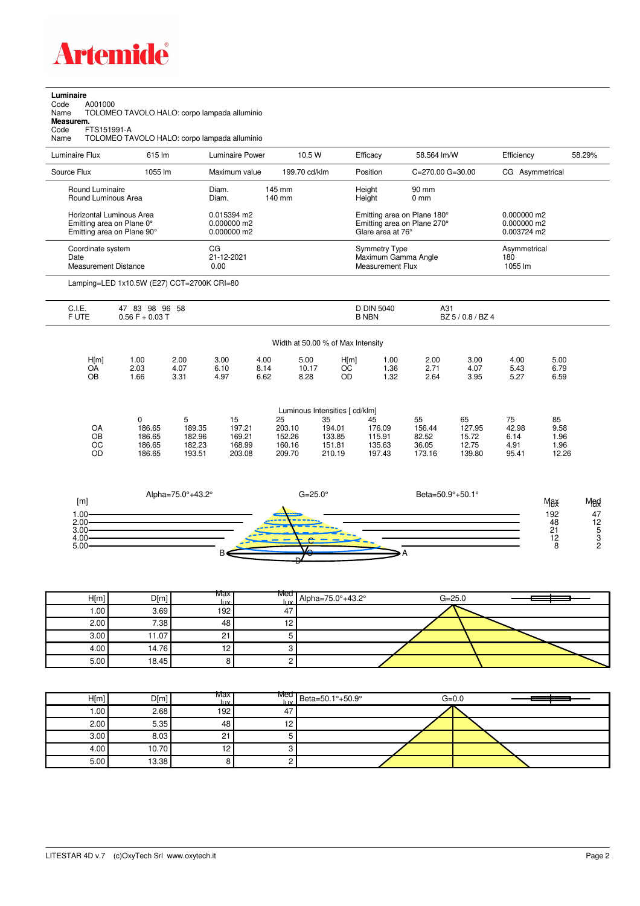**Artemide**

**Luminaire**

Code A001000

Name TOLOMEO TAVOLO HALO: corpo lampada alluminio

**Measurem.**

Code FTS151991-A

Name TOLOMEO TAVOLO HALO: corpo lampada alluminio

| | | | | | | | |
|---|---|---|---|---|---|---|---|
| Luminaire Flux | 615 lm | Luminaire Power | 10.5 W | Efficacy | 58.564 lm/W | Efficiency | 58.29% |
| Source Flux | 1055 lm | Maximum value | 199.70 cd/klm | Position | C=270.00 G=30.00 | CG Asymmetrical | |

| | | | |
|---|---|---|---|
| Round Luminaire | Diam. 145 mm | Height | 90 mm |
| Round Luminous Area | Diam. 140 mm | Height | 0 mm |
| Horizontal Luminous Area | 0.015394 m2 | Emitting area on Plane 180° | 0.000000 m2 |
| Emitting area on Plane 0° | 0.000000 m2 | Emitting area on Plane 270° | 0.000000 m2 |
| Emitting area on Plane 90° | 0.000000 m2 | Glare area at 76° | 0.003724 m2 |
| Coordinate system | CG | Symmetry Type | Asymmetrical |
| Date | 21-12-2021 | Maximum Gamma Angle | 180 |
| Measurement Distance | 0.00 | Measurement Flux | 1055 lm |

Lamping=LED 1x10.5W (E27) CCT=2700K CRI=80

| | | | |
|---|---|---|---|
| C.I.E. | 47 83 98 96 58 | D DIN 5040 | A31 |
| F UTE | 0.56 F + 0.03 T | B NBN | BZ 5 / 0.8 / BZ 4 |

Width at 50.00 % of Max Intensity

| H[m] | 1.00 | 2.00 | 3.00 | 4.00 | 5.00 | H[m] | 1.00 | 2.00 | 3.00 | 4.00 | 5.00 |
|---|---|---|---|---|---|---|---|---|---|---|---|
| OA | 2.03 | 4.07 | 6.10 | 8.14 | 10.17 | OC | 1.36 | 2.71 | 4.07 | 5.43 | 6.79 |
| OB | 1.66 | 3.31 | 4.97 | 6.62 | 8.28 | OD | 1.32 | 2.64 | 3.95 | 5.27 | 6.59 |

Luminous Intensities [ cd/klm]

| | 0 | 5 | 15 | 25 | 35 | 45 | 55 | 65 | 75 | 85 |
|---|---|---|---|---|---|---|---|---|---|---|
| OA | 186.65 | 189.35 | 197.21 | 203.10 | 194.01 | 176.09 | 156.44 | 127.95 | 42.98 | 9.58 |
| OB | 186.65 | 182.96 | 169.21 | 152.26 | 133.85 | 115.91 | 82.52 | 15.72 | 6.14 | 1.96 |
| OC | 186.65 | 182.23 | 168.99 | 160.16 | 151.81 | 135.63 | 36.05 | 12.75 | 4.91 | 1.96 |
| OD | 186.65 | 193.51 | 203.08 | 209.70 | 210.19 | 197.43 | 173.16 | 139.80 | 95.41 | 12.26 |

Alpha=75.0°+43.2°

G=25.0°

Beta=50.9°+50.1°

[m]

1.00
2.00
3.00
4.00
5.00

B C D A

Max lux: 192, 48, 21, 12, 8

Med lux: 47, 12, 5, 3, 2

| H[m] | D[m] | Max lux | Med lux | Alpha=75.0°+43.2° G=25.0 |
|---|---|---|---|---|
| 1.00 | 3.69 | 192 | 47 | |
| 2.00 | 7.38 | 48 | 12 | |
| 3.00 | 11.07 | 21 | 5 | |
| 4.00 | 14.76 | 12 | 3 | |
| 5.00 | 18.45 | 8 | 2 | |

| H[m] | D[m] | Max lux | Med lux | Beta=50.1°+50.9° G=0.0 |
|---|---|---|---|---|
| 1.00 | 2.68 | 192 | 47 | |
| 2.00 | 5.35 | 48 | 12 | |
| 3.00 | 8.03 | 21 | 5 | |
| 4.00 | 10.70 | 12 | 3 | |
| 5.00 | 13.38 | 8 | 2 | |

LITESTAR 4D v.7 (c)OxyTech Srl www.oxytech.it